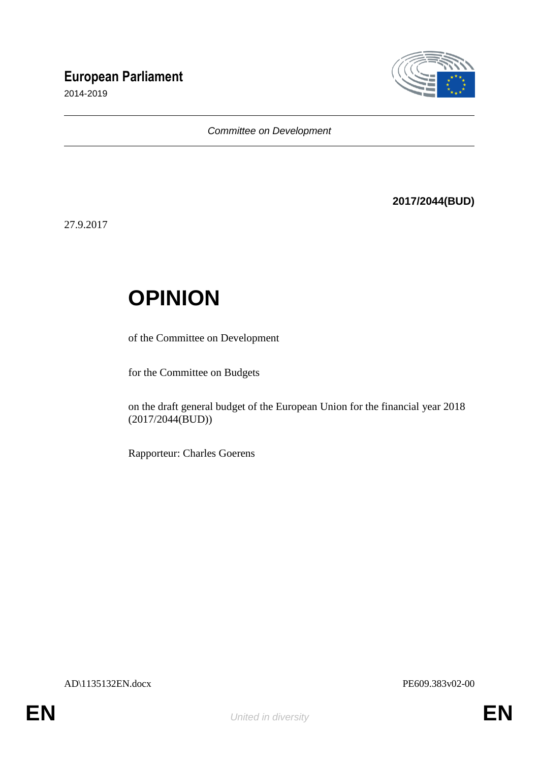# European Parliament

2014-2019

*Committee on Development*

**2017/2044(BUD)**

27.9.2017

# OPINION

of the Committee on Development

for the Committee on Budgets

on the draft general budget of the European Union for the financial year 2018 (2017/2044(BUD))

Rapporteur: Charles Goerens

AD\1135132EN.docx PE609.383v02-00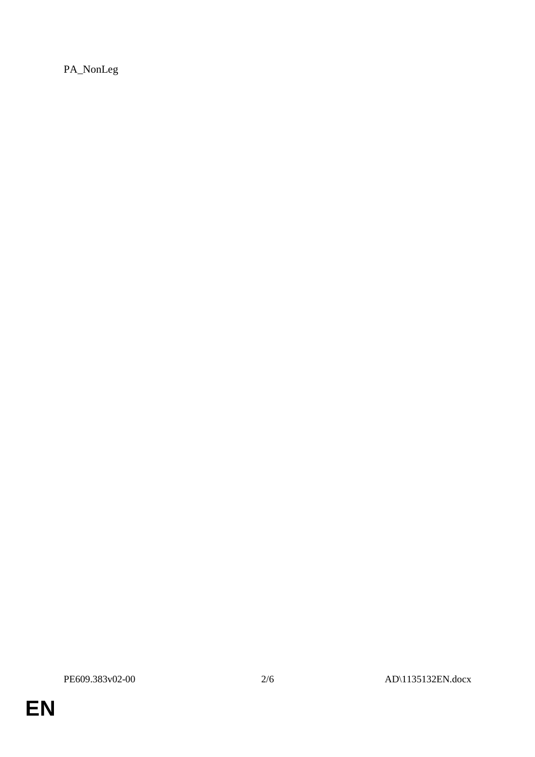PA_NonLeg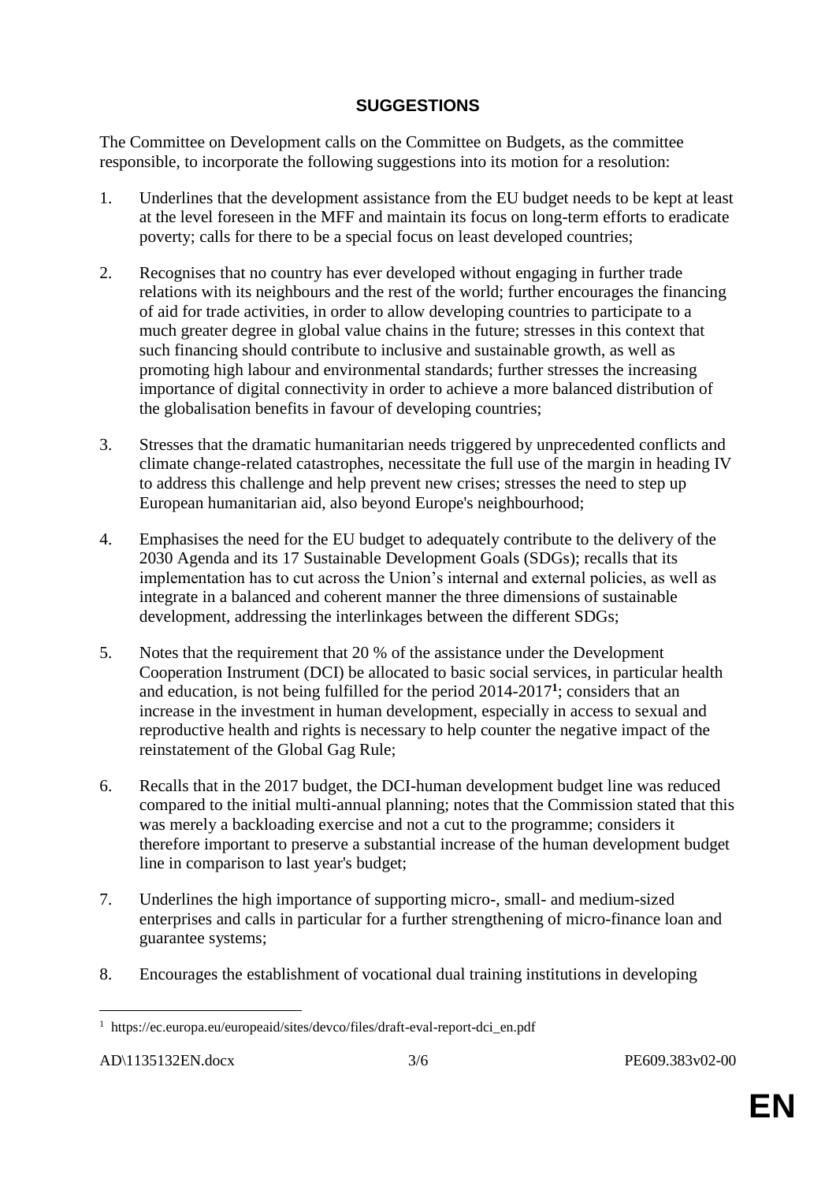## SUGGESTIONS

The Committee on Development calls on the Committee on Budgets, as the committee responsible, to incorporate the following suggestions into its motion for a resolution:

1. Underlines that the development assistance from the EU budget needs to be kept at least at the level foreseen in the MFF and maintain its focus on long-term efforts to eradicate poverty; calls for there to be a special focus on least developed countries;

2. Recognises that no country has ever developed without engaging in further trade relations with its neighbours and the rest of the world; further encourages the financing of aid for trade activities, in order to allow developing countries to participate to a much greater degree in global value chains in the future; stresses in this context that such financing should contribute to inclusive and sustainable growth, as well as promoting high labour and environmental standards; further stresses the increasing importance of digital connectivity in order to achieve a more balanced distribution of the globalisation benefits in favour of developing countries;

3. Stresses that the dramatic humanitarian needs triggered by unprecedented conflicts and climate change-related catastrophes, necessitate the full use of the margin in heading IV to address this challenge and help prevent new crises; stresses the need to step up European humanitarian aid, also beyond Europe's neighbourhood;

4. Emphasises the need for the EU budget to adequately contribute to the delivery of the 2030 Agenda and its 17 Sustainable Development Goals (SDGs); recalls that its implementation has to cut across the Union's internal and external policies, as well as integrate in a balanced and coherent manner the three dimensions of sustainable development, addressing the interlinkages between the different SDGs;

5. Notes that the requirement that 20 % of the assistance under the Development Cooperation Instrument (DCI) be allocated to basic social services, in particular health and education, is not being fulfilled for the period 2014-2017[1]; considers that an increase in the investment in human development, especially in access to sexual and reproductive health and rights is necessary to help counter the negative impact of the reinstatement of the Global Gag Rule;

6. Recalls that in the 2017 budget, the DCI-human development budget line was reduced compared to the initial multi-annual planning; notes that the Commission stated that this was merely a backloading exercise and not a cut to the programme; considers it therefore important to preserve a substantial increase of the human development budget line in comparison to last year's budget;

7. Underlines the high importance of supporting micro-, small- and medium-sized enterprises and calls in particular for a further strengthening of micro-finance loan and guarantee systems;

8. Encourages the establishment of vocational dual training institutions in developing

---

[1] https://ec.europa.eu/europeaid/sites/devco/files/draft-eval-report-dci_en.pdf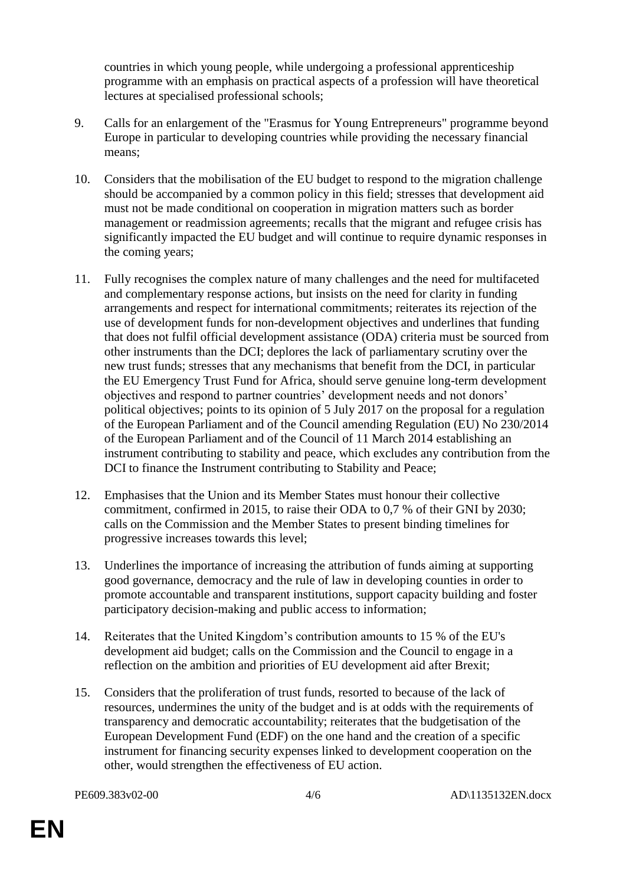countries in which young people, while undergoing a professional apprenticeship programme with an emphasis on practical aspects of a profession will have theoretical lectures at specialised professional schools;

9. Calls for an enlargement of the "Erasmus for Young Entrepreneurs" programme beyond Europe in particular to developing countries while providing the necessary financial means;

10. Considers that the mobilisation of the EU budget to respond to the migration challenge should be accompanied by a common policy in this field; stresses that development aid must not be made conditional on cooperation in migration matters such as border management or readmission agreements; recalls that the migrant and refugee crisis has significantly impacted the EU budget and will continue to require dynamic responses in the coming years;

11. Fully recognises the complex nature of many challenges and the need for multifaceted and complementary response actions, but insists on the need for clarity in funding arrangements and respect for international commitments; reiterates its rejection of the use of development funds for non-development objectives and underlines that funding that does not fulfil official development assistance (ODA) criteria must be sourced from other instruments than the DCI; deplores the lack of parliamentary scrutiny over the new trust funds; stresses that any mechanisms that benefit from the DCI, in particular the EU Emergency Trust Fund for Africa, should serve genuine long-term development objectives and respond to partner countries' development needs and not donors' political objectives; points to its opinion of 5 July 2017 on the proposal for a regulation of the European Parliament and of the Council amending Regulation (EU) No 230/2014 of the European Parliament and of the Council of 11 March 2014 establishing an instrument contributing to stability and peace, which excludes any contribution from the DCI to finance the Instrument contributing to Stability and Peace;

12. Emphasises that the Union and its Member States must honour their collective commitment, confirmed in 2015, to raise their ODA to 0,7 % of their GNI by 2030; calls on the Commission and the Member States to present binding timelines for progressive increases towards this level;

13. Underlines the importance of increasing the attribution of funds aiming at supporting good governance, democracy and the rule of law in developing counties in order to promote accountable and transparent institutions, support capacity building and foster participatory decision-making and public access to information;

14. Reiterates that the United Kingdom's contribution amounts to 15 % of the EU's development aid budget; calls on the Commission and the Council to engage in a reflection on the ambition and priorities of EU development aid after Brexit;

15. Considers that the proliferation of trust funds, resorted to because of the lack of resources, undermines the unity of the budget and is at odds with the requirements of transparency and democratic accountability; reiterates that the budgetisation of the European Development Fund (EDF) on the one hand and the creation of a specific instrument for financing security expenses linked to development cooperation on the other, would strengthen the effectiveness of EU action.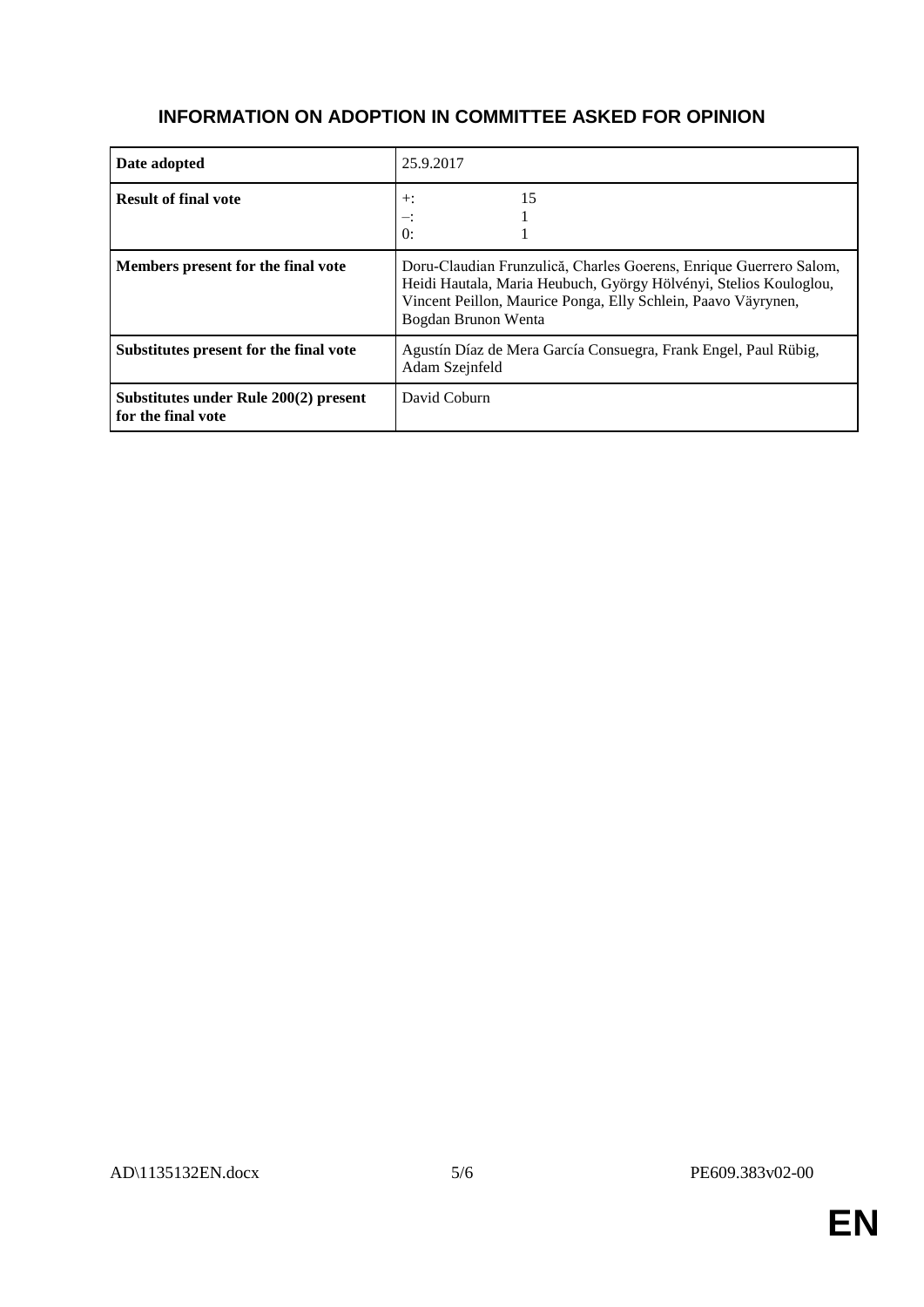## INFORMATION ON ADOPTION IN COMMITTEE ASKED FOR OPINION

| | |
|---|---|
| **Date adopted** | 25.9.2017 |
| **Result of final vote** | +: 15<br>–: 1<br>0: 1 |
| **Members present for the final vote** | Doru-Claudian Frunzulică, Charles Goerens, Enrique Guerrero Salom, Heidi Hautala, Maria Heubuch, György Hölvényi, Stelios Kouloglou, Vincent Peillon, Maurice Ponga, Elly Schlein, Paavo Väyrynen, Bogdan Brunon Wenta |
| **Substitutes present for the final vote** | Agustín Díaz de Mera García Consuegra, Frank Engel, Paul Rübig, Adam Szejnfeld |
| **Substitutes under Rule 200(2) present for the final vote** | David Coburn |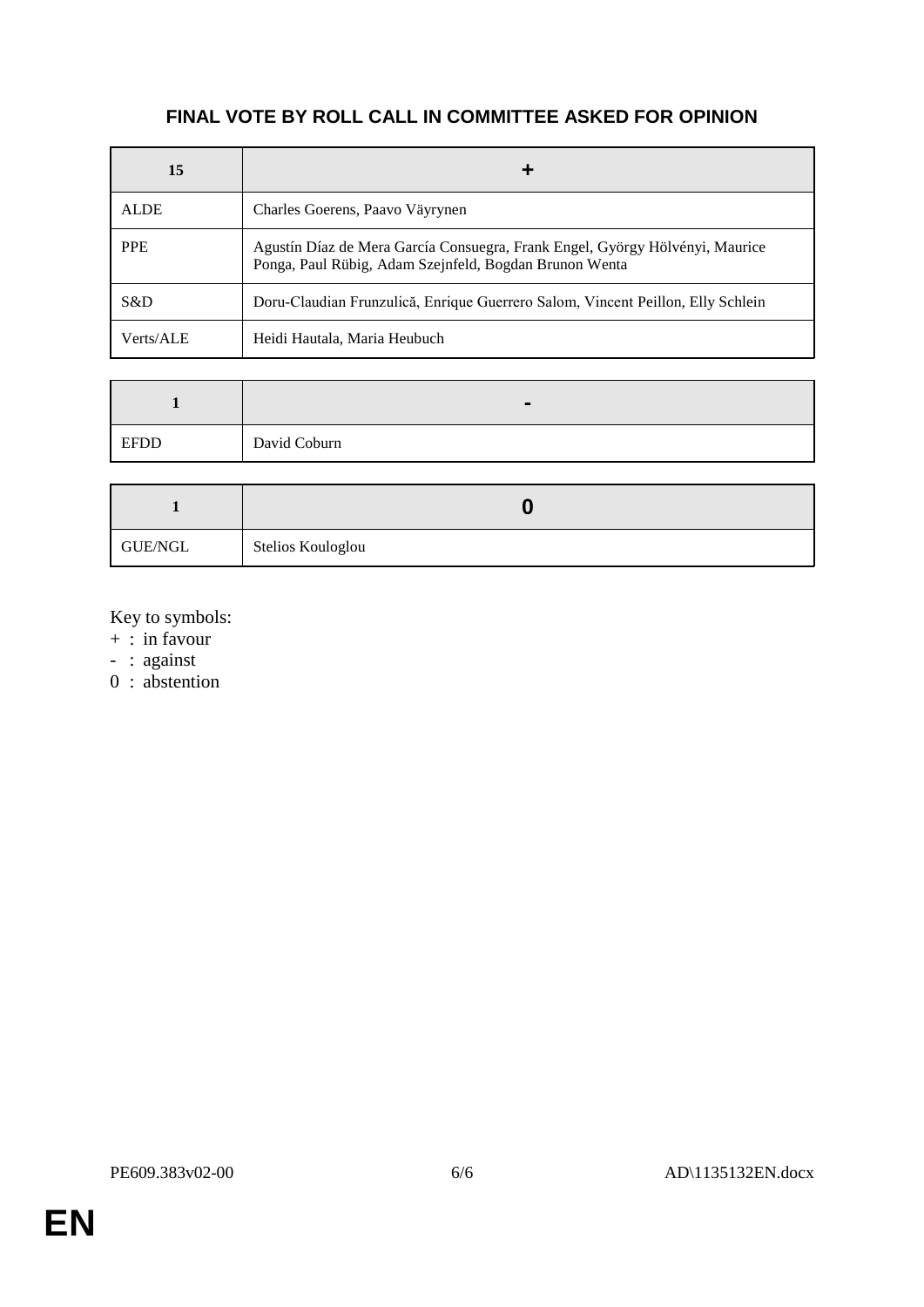## FINAL VOTE BY ROLL CALL IN COMMITTEE ASKED FOR OPINION

| 15 | + |
| --- | --- |
| ALDE | Charles Goerens, Paavo Väyrynen |
| PPE | Agustín Díaz de Mera García Consuegra, Frank Engel, György Hölvényi, Maurice Ponga, Paul Rübig, Adam Szejnfeld, Bogdan Brunon Wenta |
| S&D | Doru-Claudian Frunzulică, Enrique Guerrero Salom, Vincent Peillon, Elly Schlein |
| Verts/ALE | Heidi Hautala, Maria Heubuch |

| 1 | - |
| --- | --- |
| EFDD | David Coburn |

| 1 | 0 |
| --- | --- |
| GUE/NGL | Stelios Kouloglou |

Key to symbols:
+ : in favour
- : against
0 : abstention